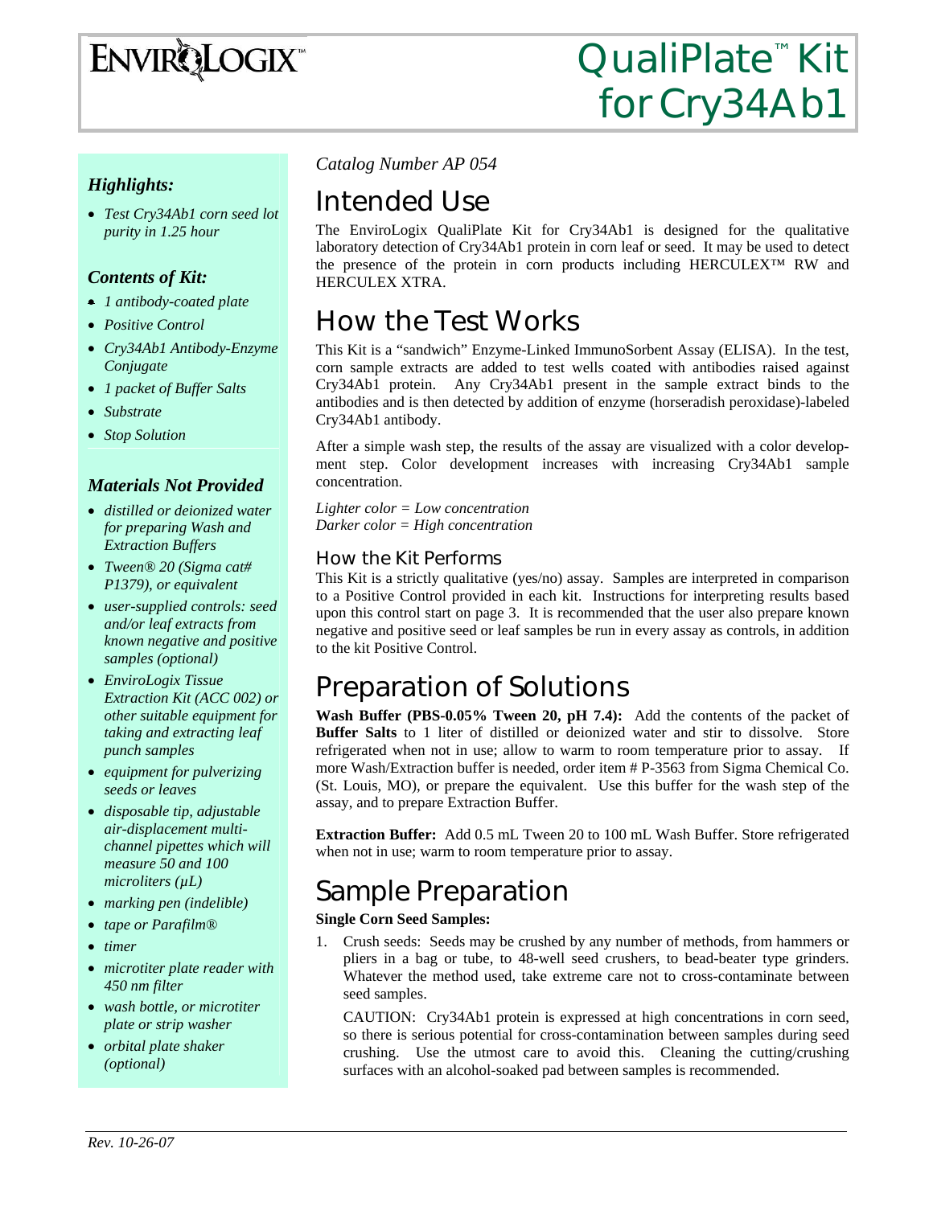# ENVIROLOGIX™

# QualiPlate™ Kit for Cry34Ab1

### *Highlights:*

- *Test Cry34Ab1 corn seed lot purity in 1.25 hour*

### *Contents of Kit:*

- *1 antibody-coated plate*
- *Positive Control*
- *Cry34Ab1 Antibody-Enzyme Conjugate*
- *1 packet of Buffer Salts*
- *Substrate*
- *Stop Solution*

### *Materials Not Provided*

- *distilled or deionized water for preparing Wash and Extraction Buffers*
- *Tween® 20 (Sigma cat# P1379), or equivalent*
- *user-supplied controls: seed and/or leaf extracts from known negative and positive samples (optional)*
- *EnviroLogix Tissue Extraction Kit (ACC 002) or other suitable equipment for taking and extracting leaf punch samples*
- *equipment for pulverizing seeds or leaves*
- *disposable tip, adjustable air-displacement multi-channel pipettes which will measure 50 and 100 microliters (µL)*
- *marking pen (indelible)*
- *tape or Parafilm®*
- *timer*
- *microtiter plate reader with 450 nm filter*
- *wash bottle, or microtiter plate or strip washer*
- *orbital plate shaker (optional)*

*Catalog Number AP 054*

## Intended Use

The EnviroLogix QualiPlate Kit for Cry34Ab1 is designed for the qualitative laboratory detection of Cry34Ab1 protein in corn leaf or seed. It may be used to detect the presence of the protein in corn products including HERCULEX™ RW and HERCULEX XTRA.

## How the Test Works

This Kit is a "sandwich" Enzyme-Linked ImmunoSorbent Assay (ELISA). In the test, corn sample extracts are added to test wells coated with antibodies raised against Cry34Ab1 protein. Any Cry34Ab1 present in the sample extract binds to the antibodies and is then detected by addition of enzyme (horseradish peroxidase)-labeled Cry34Ab1 antibody.

After a simple wash step, the results of the assay are visualized with a color development step. Color development increases with increasing Cry34Ab1 sample concentration.

*Lighter color = Low concentration*
*Darker color = High concentration*

### How the Kit Performs

This Kit is a strictly qualitative (yes/no) assay. Samples are interpreted in comparison to a Positive Control provided in each kit. Instructions for interpreting results based upon this control start on page 3. It is recommended that the user also prepare known negative and positive seed or leaf samples be run in every assay as controls, in addition to the kit Positive Control.

## Preparation of Solutions

**Wash Buffer (PBS-0.05% Tween 20, pH 7.4):** Add the contents of the packet of **Buffer Salts** to 1 liter of distilled or deionized water and stir to dissolve. Store refrigerated when not in use; allow to warm to room temperature prior to assay. If more Wash/Extraction buffer is needed, order item # P-3563 from Sigma Chemical Co. (St. Louis, MO), or prepare the equivalent. Use this buffer for the wash step of the assay, and to prepare Extraction Buffer.

**Extraction Buffer:** Add 0.5 mL Tween 20 to 100 mL Wash Buffer. Store refrigerated when not in use; warm to room temperature prior to assay.

## Sample Preparation

**Single Corn Seed Samples:**

1. Crush seeds: Seeds may be crushed by any number of methods, from hammers or pliers in a bag or tube, to 48-well seed crushers, to bead-beater type grinders. Whatever the method used, take extreme care not to cross-contaminate between seed samples.

   CAUTION: Cry34Ab1 protein is expressed at high concentrations in corn seed, so there is serious potential for cross-contamination between samples during seed crushing. Use the utmost care to avoid this. Cleaning the cutting/crushing surfaces with an alcohol-soaked pad between samples is recommended.

*Rev. 10-26-07*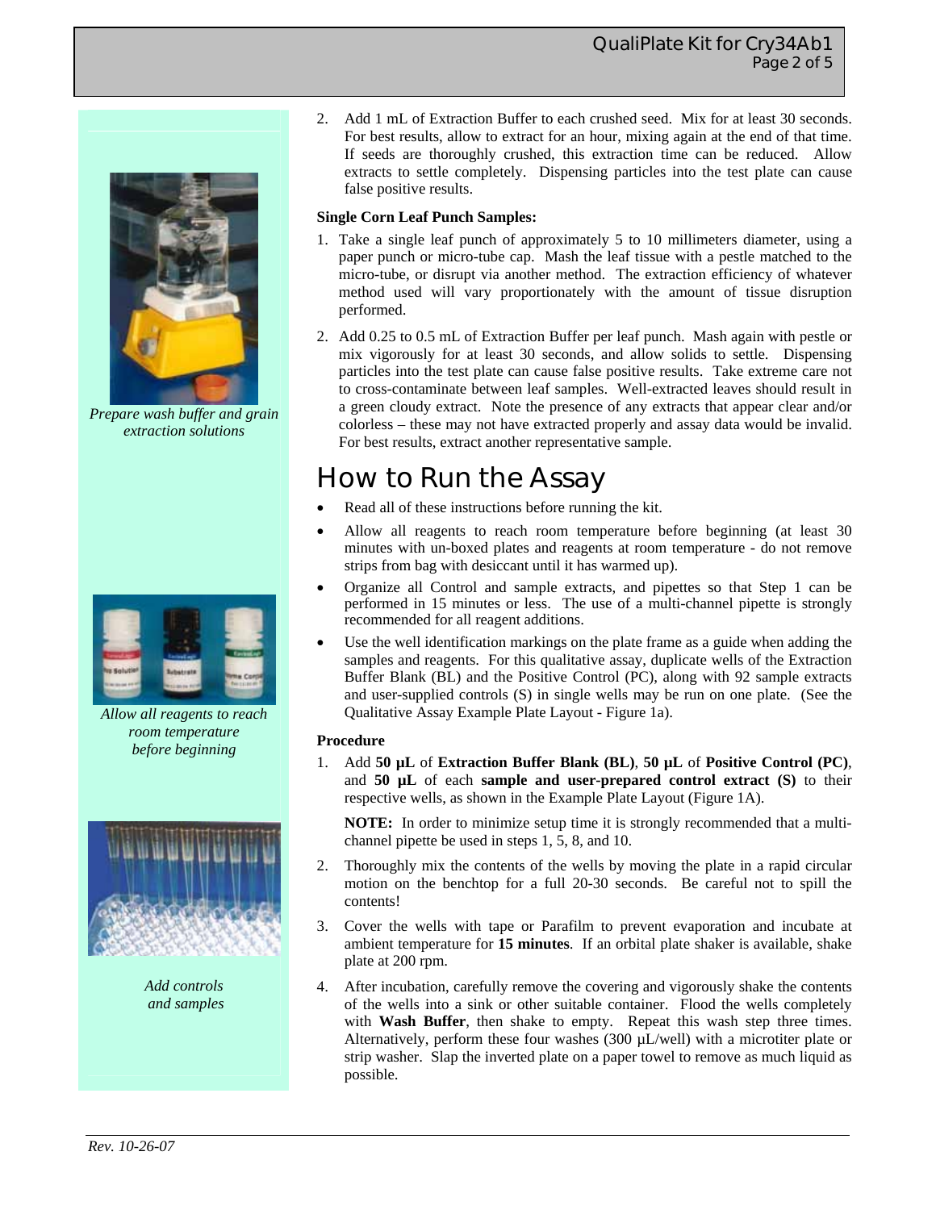2. Add 1 mL of Extraction Buffer to each crushed seed. Mix for at least 30 seconds. For best results, allow to extract for an hour, mixing again at the end of that time. If seeds are thoroughly crushed, this extraction time can be reduced. Allow extracts to settle completely. Dispensing particles into the test plate can cause false positive results.

**Single Corn Leaf Punch Samples:**

1. Take a single leaf punch of approximately 5 to 10 millimeters diameter, using a paper punch or micro-tube cap. Mash the leaf tissue with a pestle matched to the micro-tube, or disrupt via another method. The extraction efficiency of whatever method used will vary proportionately with the amount of tissue disruption performed.
2. Add 0.25 to 0.5 mL of Extraction Buffer per leaf punch. Mash again with pestle or mix vigorously for at least 30 seconds, and allow solids to settle. Dispensing particles into the test plate can cause false positive results. Take extreme care not to cross-contaminate between leaf samples. Well-extracted leaves should result in a green cloudy extract. Note the presence of any extracts that appear clear and/or colorless – these may not have extracted properly and assay data would be invalid. For best results, extract another representative sample.

*Prepare wash buffer and grain extraction solutions*

# How to Run the Assay

- Read all of these instructions before running the kit.
- Allow all reagents to reach room temperature before beginning (at least 30 minutes with un-boxed plates and reagents at room temperature - do not remove strips from bag with desiccant until it has warmed up).
- Organize all Control and sample extracts, and pipettes so that Step 1 can be performed in 15 minutes or less. The use of a multi-channel pipette is strongly recommended for all reagent additions.
- Use the well identification markings on the plate frame as a guide when adding the samples and reagents. For this qualitative assay, duplicate wells of the Extraction Buffer Blank (BL) and the Positive Control (PC), along with 92 sample extracts and user-supplied controls (S) in single wells may be run on one plate. (See the Qualitative Assay Example Plate Layout - Figure 1a).

*Allow all reagents to reach room temperature before beginning*

**Procedure**

1. Add **50 µL** of **Extraction Buffer Blank (BL)**, **50 µL** of **Positive Control (PC)**, and **50 µL** of each **sample and user-prepared control extract (S)** to their respective wells, as shown in the Example Plate Layout (Figure 1A).

   **NOTE:** In order to minimize setup time it is strongly recommended that a multi-channel pipette be used in steps 1, 5, 8, and 10.

2. Thoroughly mix the contents of the wells by moving the plate in a rapid circular motion on the benchtop for a full 20-30 seconds. Be careful not to spill the contents!
3. Cover the wells with tape or Parafilm to prevent evaporation and incubate at ambient temperature for **15 minutes**. If an orbital plate shaker is available, shake plate at 200 rpm.
4. After incubation, carefully remove the covering and vigorously shake the contents of the wells into a sink or other suitable container. Flood the wells completely with **Wash Buffer**, then shake to empty. Repeat this wash step three times. Alternatively, perform these four washes (300 µL/well) with a microtiter plate or strip washer. Slap the inverted plate on a paper towel to remove as much liquid as possible.

*Add controls and samples*

*Rev. 10-26-07*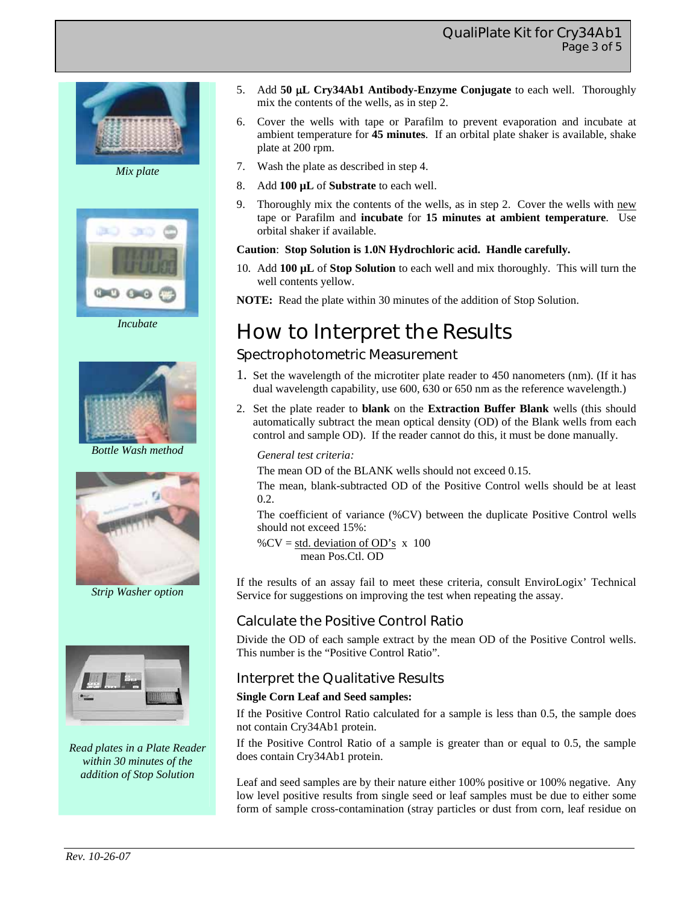5. Add **50 µL Cry34Ab1 Antibody-Enzyme Conjugate** to each well. Thoroughly mix the contents of the wells, as in step 2.
6. Cover the wells with tape or Parafilm to prevent evaporation and incubate at ambient temperature for **45 minutes**. If an orbital plate shaker is available, shake plate at 200 rpm.
7. Wash the plate as described in step 4.
8. Add **100 µL** of **Substrate** to each well.
9. Thoroughly mix the contents of the wells, as in step 2. Cover the wells with new tape or Parafilm and **incubate** for **15 minutes at ambient temperature**. Use orbital shaker if available.

**Caution**: **Stop Solution is 1.0N Hydrochloric acid. Handle carefully.**

10. Add **100 µL** of **Stop Solution** to each well and mix thoroughly. This will turn the well contents yellow.

**NOTE:** Read the plate within 30 minutes of the addition of Stop Solution.

*Mix plate*

*Incubate*

*Bottle Wash method*

*Strip Washer option*

*Read plates in a Plate Reader within 30 minutes of the addition of Stop Solution*

# How to Interpret the Results

## Spectrophotometric Measurement

1. Set the wavelength of the microtiter plate reader to 450 nanometers (nm). (If it has dual wavelength capability, use 600, 630 or 650 nm as the reference wavelength.)
2. Set the plate reader to **blank** on the **Extraction Buffer Blank** wells (this should automatically subtract the mean optical density (OD) of the Blank wells from each control and sample OD). If the reader cannot do this, it must be done manually.

*General test criteria:*

The mean OD of the BLANK wells should not exceed 0.15.

The mean, blank-subtracted OD of the Positive Control wells should be at least 0.2.

The coefficient of variance (%CV) between the duplicate Positive Control wells should not exceed 15%:

$$\%CV = \frac{\text{std. deviation of OD's}}{\text{mean Pos.Ctl. OD}} \times 100$$

If the results of an assay fail to meet these criteria, consult EnviroLogix' Technical Service for suggestions on improving the test when repeating the assay.

## Calculate the Positive Control Ratio

Divide the OD of each sample extract by the mean OD of the Positive Control wells. This number is the "Positive Control Ratio".

## Interpret the Qualitative Results

**Single Corn Leaf and Seed samples:**

If the Positive Control Ratio calculated for a sample is less than 0.5, the sample does not contain Cry34Ab1 protein.

If the Positive Control Ratio of a sample is greater than or equal to 0.5, the sample does contain Cry34Ab1 protein.

Leaf and seed samples are by their nature either 100% positive or 100% negative. Any low level positive results from single seed or leaf samples must be due to either some form of sample cross-contamination (stray particles or dust from corn, leaf residue on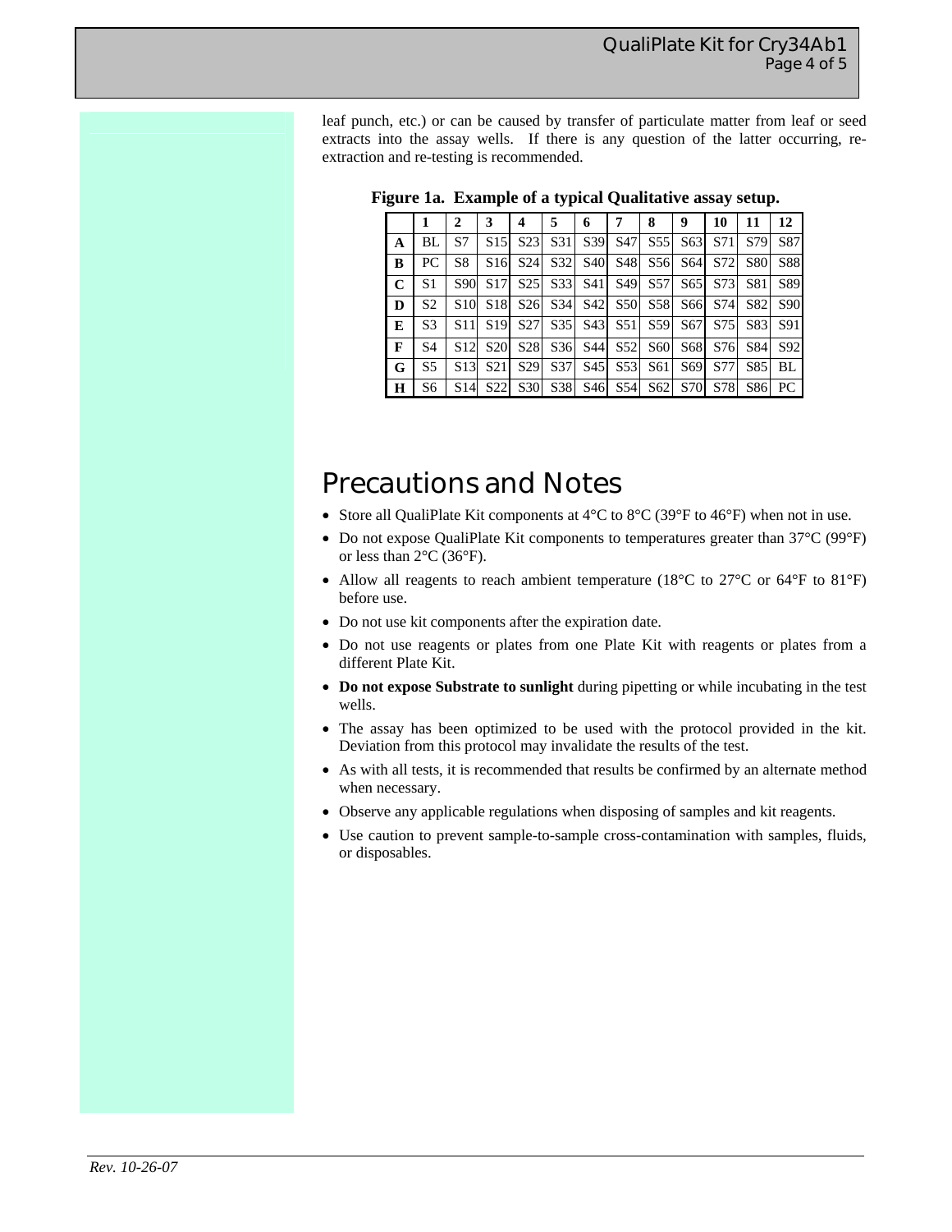leaf punch, etc.) or can be caused by transfer of particulate matter from leaf or seed extracts into the assay wells. If there is any question of the latter occurring, re-extraction and re-testing is recommended.

**Figure 1a. Example of a typical Qualitative assay setup.**

| | 1 | 2 | 3 | 4 | 5 | 6 | 7 | 8 | 9 | 10 | 11 | 12 |
|---|---|---|---|---|---|---|---|---|---|---|---|---|
| **A** | BL | S7 | S15 | S23 | S31 | S39 | S47 | S55 | S63 | S71 | S79 | S87 |
| **B** | PC | S8 | S16 | S24 | S32 | S40 | S48 | S56 | S64 | S72 | S80 | S88 |
| **C** | S1 | S90 | S17 | S25 | S33 | S41 | S49 | S57 | S65 | S73 | S81 | S89 |
| **D** | S2 | S10 | S18 | S26 | S34 | S42 | S50 | S58 | S66 | S74 | S82 | S90 |
| **E** | S3 | S11 | S19 | S27 | S35 | S43 | S51 | S59 | S67 | S75 | S83 | S91 |
| **F** | S4 | S12 | S20 | S28 | S36 | S44 | S52 | S60 | S68 | S76 | S84 | S92 |
| **G** | S5 | S13 | S21 | S29 | S37 | S45 | S53 | S61 | S69 | S77 | S85 | BL |
| **H** | S6 | S14 | S22 | S30 | S38 | S46 | S54 | S62 | S70 | S78 | S86 | PC |

# Precautions and Notes

- Store all QualiPlate Kit components at 4°C to 8°C (39°F to 46°F) when not in use.
- Do not expose QualiPlate Kit components to temperatures greater than 37°C (99°F) or less than 2°C (36°F).
- Allow all reagents to reach ambient temperature (18°C to 27°C or 64°F to 81°F) before use.
- Do not use kit components after the expiration date.
- Do not use reagents or plates from one Plate Kit with reagents or plates from a different Plate Kit.
- **Do not expose Substrate to sunlight** during pipetting or while incubating in the test wells.
- The assay has been optimized to be used with the protocol provided in the kit. Deviation from this protocol may invalidate the results of the test.
- As with all tests, it is recommended that results be confirmed by an alternate method when necessary.
- Observe any applicable regulations when disposing of samples and kit reagents.
- Use caution to prevent sample-to-sample cross-contamination with samples, fluids, or disposables.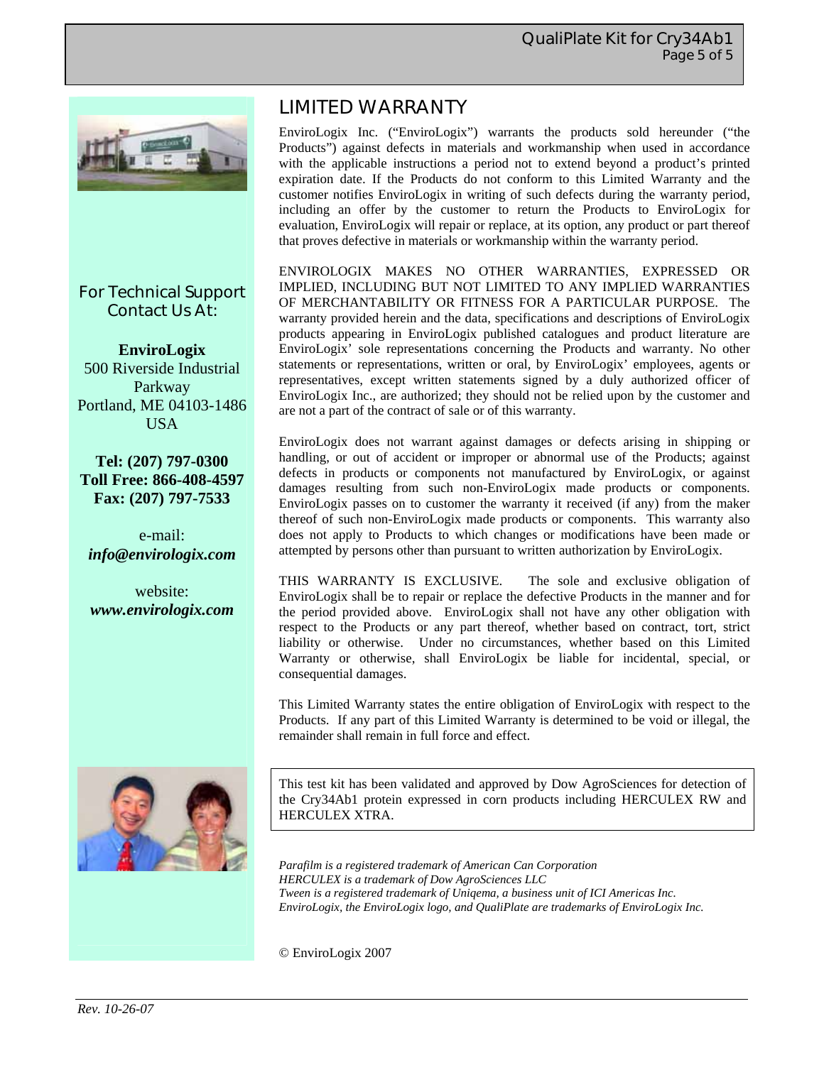## LIMITED WARRANTY

EnviroLogix Inc. ("EnviroLogix") warrants the products sold hereunder ("the Products") against defects in materials and workmanship when used in accordance with the applicable instructions a period not to extend beyond a product's printed expiration date. If the Products do not conform to this Limited Warranty and the customer notifies EnviroLogix in writing of such defects during the warranty period, including an offer by the customer to return the Products to EnviroLogix for evaluation, EnviroLogix will repair or replace, at its option, any product or part thereof that proves defective in materials or workmanship within the warranty period.

ENVIROLOGIX MAKES NO OTHER WARRANTIES, EXPRESSED OR IMPLIED, INCLUDING BUT NOT LIMITED TO ANY IMPLIED WARRANTIES OF MERCHANTABILITY OR FITNESS FOR A PARTICULAR PURPOSE. The warranty provided herein and the data, specifications and descriptions of EnviroLogix products appearing in EnviroLogix published catalogues and product literature are EnviroLogix' sole representations concerning the Products and warranty. No other statements or representations, written or oral, by EnviroLogix' employees, agents or representatives, except written statements signed by a duly authorized officer of EnviroLogix Inc., are authorized; they should not be relied upon by the customer and are not a part of the contract of sale or of this warranty.

EnviroLogix does not warrant against damages or defects arising in shipping or handling, or out of accident or improper or abnormal use of the Products; against defects in products or components not manufactured by EnviroLogix, or against damages resulting from such non-EnviroLogix made products or components. EnviroLogix passes on to customer the warranty it received (if any) from the maker thereof of such non-EnviroLogix made products or components. This warranty also does not apply to Products to which changes or modifications have been made or attempted by persons other than pursuant to written authorization by EnviroLogix.

THIS WARRANTY IS EXCLUSIVE. The sole and exclusive obligation of EnviroLogix shall be to repair or replace the defective Products in the manner and for the period provided above. EnviroLogix shall not have any other obligation with respect to the Products or any part thereof, whether based on contract, tort, strict liability or otherwise. Under no circumstances, whether based on this Limited Warranty or otherwise, shall EnviroLogix be liable for incidental, special, or consequential damages.

This Limited Warranty states the entire obligation of EnviroLogix with respect to the Products. If any part of this Limited Warranty is determined to be void or illegal, the remainder shall remain in full force and effect.

This test kit has been validated and approved by Dow AgroSciences for detection of the Cry34Ab1 protein expressed in corn products including HERCULEX RW and HERCULEX XTRA.

*Parafilm is a registered trademark of American Can Corporation*
*HERCULEX is a trademark of Dow AgroSciences LLC*
*Tween is a registered trademark of Uniqema, a business unit of ICI Americas Inc.*
*EnviroLogix, the EnviroLogix logo, and QualiPlate are trademarks of EnviroLogix Inc.*

© EnviroLogix 2007

### For Technical Support Contact Us At:

**EnviroLogix**
500 Riverside Industrial Parkway
Portland, ME 04103-1486
USA

**Tel: (207) 797-0300**
**Toll Free: 866-408-4597**
**Fax: (207) 797-7533**

e-mail:
***info@envirologix.com***

website:
***www.envirologix.com***

*Rev. 10-26-07*